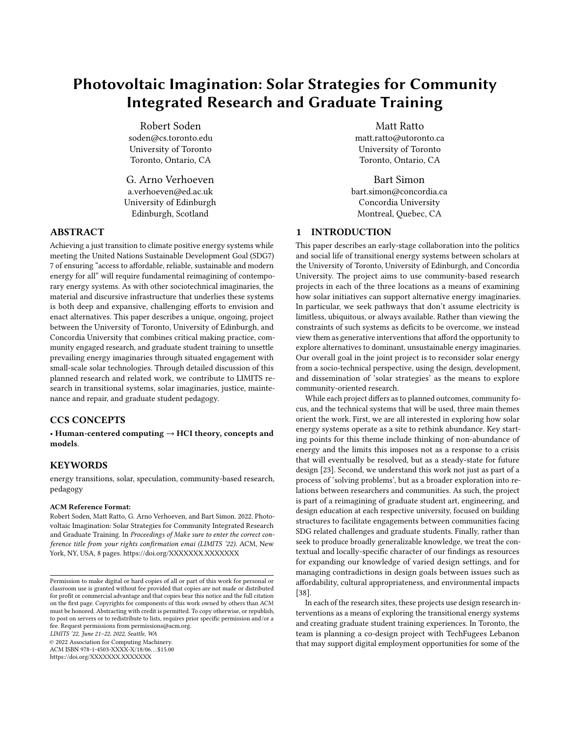# Photovoltaic Imagination: Solar Strategies for Community Integrated Research and Graduate Training

Robert Soden
soden@cs.toronto.edu
University of Toronto
Toronto, Ontario, CA

Matt Ratto
matt.ratto@utoronto.ca
University of Toronto
Toronto, Ontario, CA

G. Arno Verhoeven
a.verhoeven@ed.ac.uk
University of Edinburgh
Edinburgh, Scotland

Bart Simon
bart.simon@concordia.ca
Concordia University
Montreal, Quebec, CA

## ABSTRACT

Achieving a just transition to climate positive energy systems while meeting the United Nations Sustainable Development Goal (SDG7) 7 of ensuring "access to affordable, reliable, sustainable and modern energy for all" will require fundamental reimagining of contemporary energy systems. As with other sociotechnical imaginaries, the material and discursive infrastructure that underlies these systems is both deep and expansive, challenging efforts to envision and enact alternatives. This paper describes a unique, ongoing, project between the University of Toronto, University of Edinburgh, and Concordia University that combines critical making practice, community engaged research, and graduate student training to unsettle prevailing energy imaginaries through situated engagement with small-scale solar technologies. Through detailed discussion of this planned research and related work, we contribute to LIMITS research in transitional systems, solar imaginaries, justice, maintenance and repair, and graduate student pedagogy.

## CCS CONCEPTS

• **Human-centered computing → HCI theory, concepts and models.**

## KEYWORDS

energy transitions, solar, speculation, community-based research, pedagogy

**ACM Reference Format:**
Robert Soden, Matt Ratto, G. Arno Verhoeven, and Bart Simon. 2022. Photovoltaic Imagination: Solar Strategies for Community Integrated Research and Graduate Training. In *Proceedings of Make sure to enter the correct conference title from your rights confirmation emai (LIMITS '22).* ACM, New York, NY, USA, 8 pages. https://doi.org/XXXXXXX.XXXXXXX

Permission to make digital or hard copies of all or part of this work for personal or classroom use is granted without fee provided that copies are not made or distributed for profit or commercial advantage and that copies bear this notice and the full citation on the first page. Copyrights for components of this work owned by others than ACM must be honored. Abstracting with credit is permitted. To copy otherwise, or republish, to post on servers or to redistribute to lists, requires prior specific permission and/or a fee. Request permissions from permissions@acm.org.
*LIMITS '22, June 21–22, 2022, Seattle, WA*
© 2022 Association for Computing Machinery.
ACM ISBN 978-1-4503-XXXX-X/18/06…$15.00
https://doi.org/XXXXXXX.XXXXXXX

## 1 INTRODUCTION

This paper describes an early-stage collaboration into the politics and social life of transitional energy systems between scholars at the University of Toronto, University of Edinburgh, and Concordia University. The project aims to use community-based research projects in each of the three locations as a means of examining how solar initiatives can support alternative energy imaginaries. In particular, we seek pathways that don't assume electricity is limitless, ubiquitous, or always available. Rather than viewing the constraints of such systems as deficits to be overcome, we instead view them as generative interventions that afford the opportunity to explore alternatives to dominant, unsustainable energy imaginaries. Our overall goal in the joint project is to reconsider solar energy from a socio-technical perspective, using the design, development, and dissemination of 'solar strategies' as the means to explore community-oriented research.

While each project differs as to planned outcomes, community focus, and the technical systems that will be used, three main themes orient the work. First, we are all interested in exploring how solar energy systems operate as a site to rethink abundance. Key starting points for this theme include thinking of non-abundance of energy and the limits this imposes not as a response to a crisis that will eventually be resolved, but as a steady-state for future design [23]. Second, we understand this work not just as part of a process of 'solving problems', but as a broader exploration into relations between researchers and communities. As such, the project is part of a reimagining of graduate student art, engineering, and design education at each respective university, focused on building structures to facilitate engagements between communities facing SDG related challenges and graduate students. Finally, rather than seek to produce broadly generalizable knowledge, we treat the contextual and locally-specific character of our findings as resources for expanding our knowledge of varied design settings, and for managing contradictions in design goals between issues such as affordability, cultural appropriateness, and environmental impacts [38].

In each of the research sites, these projects use design research interventions as a means of exploring the transitional energy systems and creating graduate student training experiences. In Toronto, the team is planning a co-design project with TechFugees Lebanon that may support digital employment opportunities for some of the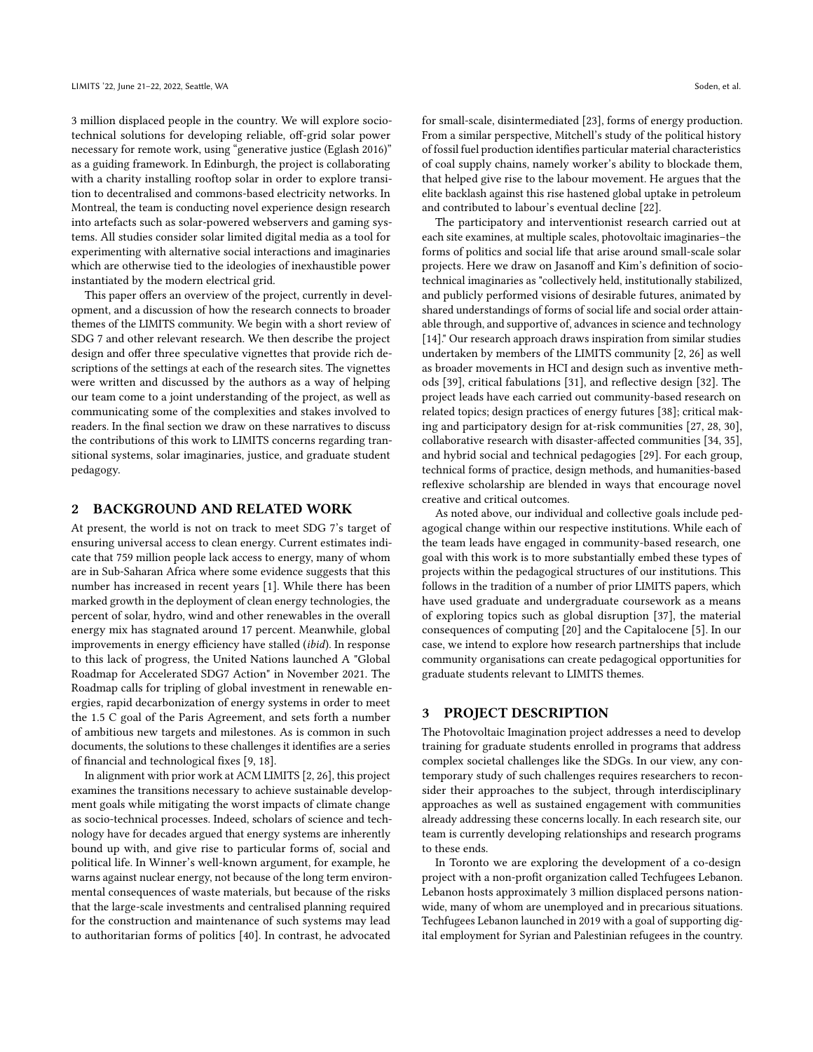3 million displaced people in the country. We will explore socio-technical solutions for developing reliable, off-grid solar power necessary for remote work, using "generative justice (Eglash 2016)" as a guiding framework. In Edinburgh, the project is collaborating with a charity installing rooftop solar in order to explore transition to decentralised and commons-based electricity networks. In Montreal, the team is conducting novel experience design research into artefacts such as solar-powered webservers and gaming systems. All studies consider solar limited digital media as a tool for experimenting with alternative social interactions and imaginaries which are otherwise tied to the ideologies of inexhaustible power instantiated by the modern electrical grid.

This paper offers an overview of the project, currently in development, and a discussion of how the research connects to broader themes of the LIMITS community. We begin with a short review of SDG 7 and other relevant research. We then describe the project design and offer three speculative vignettes that provide rich descriptions of the settings at each of the research sites. The vignettes were written and discussed by the authors as a way of helping our team come to a joint understanding of the project, as well as communicating some of the complexities and stakes involved to readers. In the final section we draw on these narratives to discuss the contributions of this work to LIMITS concerns regarding transitional systems, solar imaginaries, justice, and graduate student pedagogy.

## 2 BACKGROUND AND RELATED WORK

At present, the world is not on track to meet SDG 7's target of ensuring universal access to clean energy. Current estimates indicate that 759 million people lack access to energy, many of whom are in Sub-Saharan Africa where some evidence suggests that this number has increased in recent years [1]. While there has been marked growth in the deployment of clean energy technologies, the percent of solar, hydro, wind and other renewables in the overall energy mix has stagnated around 17 percent. Meanwhile, global improvements in energy efficiency have stalled (*ibid*). In response to this lack of progress, the United Nations launched A "Global Roadmap for Accelerated SDG7 Action" in November 2021. The Roadmap calls for tripling of global investment in renewable energies, rapid decarbonization of energy systems in order to meet the 1.5 C goal of the Paris Agreement, and sets forth a number of ambitious new targets and milestones. As is common in such documents, the solutions to these challenges it identifies are a series of financial and technological fixes [9, 18].

In alignment with prior work at ACM LIMITS [2, 26], this project examines the transitions necessary to achieve sustainable development goals while mitigating the worst impacts of climate change as socio-technical processes. Indeed, scholars of science and technology have for decades argued that energy systems are inherently bound up with, and give rise to particular forms of, social and political life. In Winner's well-known argument, for example, he warns against nuclear energy, not because of the long term environmental consequences of waste materials, but because of the risks that the large-scale investments and centralised planning required for the construction and maintenance of such systems may lead to authoritarian forms of politics [40]. In contrast, he advocated for small-scale, disintermediated [23], forms of energy production. From a similar perspective, Mitchell's study of the political history of fossil fuel production identifies particular material characteristics of coal supply chains, namely worker's ability to blockade them, that helped give rise to the labour movement. He argues that the elite backlash against this rise hastened global uptake in petroleum and contributed to labour's eventual decline [22].

The participatory and interventionist research carried out at each site examines, at multiple scales, photovoltaic imaginaries–the forms of politics and social life that arise around small-scale solar projects. Here we draw on Jasanoff and Kim's definition of socio-technical imaginaries as "collectively held, institutionally stabilized, and publicly performed visions of desirable futures, animated by shared understandings of forms of social life and social order attainable through, and supportive of, advances in science and technology [14]." Our research approach draws inspiration from similar studies undertaken by members of the LIMITS community [2, 26] as well as broader movements in HCI and design such as inventive methods [39], critical fabulations [31], and reflective design [32]. The project leads have each carried out community-based research on related topics; design practices of energy futures [38]; critical making and participatory design for at-risk communities [27, 28, 30], collaborative research with disaster-affected communities [34, 35], and hybrid social and technical pedagogies [29]. For each group, technical forms of practice, design methods, and humanities-based reflexive scholarship are blended in ways that encourage novel creative and critical outcomes.

As noted above, our individual and collective goals include pedagogical change within our respective institutions. While each of the team leads have engaged in community-based research, one goal with this work is to more substantially embed these types of projects within the pedagogical structures of our institutions. This follows in the tradition of a number of prior LIMITS papers, which have used graduate and undergraduate coursework as a means of exploring topics such as global disruption [37], the material consequences of computing [20] and the Capitalocene [5]. In our case, we intend to explore how research partnerships that include community organisations can create pedagogical opportunities for graduate students relevant to LIMITS themes.

## 3 PROJECT DESCRIPTION

The Photovoltaic Imagination project addresses a need to develop training for graduate students enrolled in programs that address complex societal challenges like the SDGs. In our view, any contemporary study of such challenges requires researchers to reconsider their approaches to the subject, through interdisciplinary approaches as well as sustained engagement with communities already addressing these concerns locally. In each research site, our team is currently developing relationships and research programs to these ends.

In Toronto we are exploring the development of a co-design project with a non-profit organization called Techfugees Lebanon. Lebanon hosts approximately 3 million displaced persons nationwide, many of whom are unemployed and in precarious situations. Techfugees Lebanon launched in 2019 with a goal of supporting digital employment for Syrian and Palestinian refugees in the country.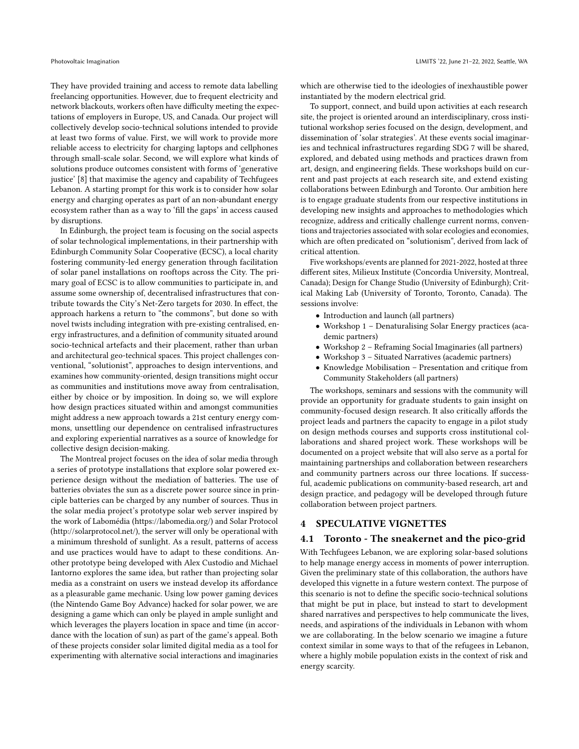They have provided training and access to remote data labelling freelancing opportunities. However, due to frequent electricity and network blackouts, workers often have difficulty meeting the expectations of employers in Europe, US, and Canada. Our project will collectively develop socio-technical solutions intended to provide at least two forms of value. First, we will work to provide more reliable access to electricity for charging laptops and cellphones through small-scale solar. Second, we will explore what kinds of solutions produce outcomes consistent with forms of 'generative justice' [8] that maximise the agency and capability of Techfugees Lebanon. A starting prompt for this work is to consider how solar energy and charging operates as part of an non-abundant energy ecosystem rather than as a way to 'fill the gaps' in access caused by disruptions.

In Edinburgh, the project team is focusing on the social aspects of solar technological implementations, in their partnership with Edinburgh Community Solar Cooperative (ECSC), a local charity fostering community-led energy generation through facilitation of solar panel installations on rooftops across the City. The primary goal of ECSC is to allow communities to participate in, and assume some ownership of, decentralised infrastructures that contribute towards the City's Net-Zero targets for 2030. In effect, the approach harkens a return to "the commons", but done so with novel twists including integration with pre-existing centralised, energy infrastructures, and a definition of community situated around socio-technical artefacts and their placement, rather than urban and architectural geo-technical spaces. This project challenges conventional, "solutionist", approaches to design interventions, and examines how community-oriented, design transitions might occur as communities and institutions move away from centralisation, either by choice or by imposition. In doing so, we will explore how design practices situated within and amongst communities might address a new approach towards a 21st century energy commons, unsettling our dependence on centralised infrastructures and exploring experiential narratives as a source of knowledge for collective design decision-making.

The Montreal project focuses on the idea of solar media through a series of prototype installations that explore solar powered experience design without the mediation of batteries. The use of batteries obviates the sun as a discrete power source since in principle batteries can be charged by any number of sources. Thus in the solar media project's prototype solar web server inspired by the work of Labomédia (https://labomedia.org/) and Solar Protocol (http://solarprotocol.net/), the server will only be operational with a minimum threshold of sunlight. As a result, patterns of access and use practices would have to adapt to these conditions. Another prototype being developed with Alex Custodio and Michael Iantorno explores the same idea, but rather than projecting solar media as a constraint on users we instead develop its affordance as a pleasurable game mechanic. Using low power gaming devices (the Nintendo Game Boy Advance) hacked for solar power, we are designing a game which can only be played in ample sunlight and which leverages the players location in space and time (in accordance with the location of sun) as part of the game's appeal. Both of these projects consider solar limited digital media as a tool for experimenting with alternative social interactions and imaginaries which are otherwise tied to the ideologies of inexhaustible power instantiated by the modern electrical grid.

To support, connect, and build upon activities at each research site, the project is oriented around an interdisciplinary, cross institutional workshop series focused on the design, development, and dissemination of 'solar strategies'. At these events social imaginaries and technical infrastructures regarding SDG 7 will be shared, explored, and debated using methods and practices drawn from art, design, and engineering fields. These workshops build on current and past projects at each research site, and extend existing collaborations between Edinburgh and Toronto. Our ambition here is to engage graduate students from our respective institutions in developing new insights and approaches to methodologies which recognize, address and critically challenge current norms, conventions and trajectories associated with solar ecologies and economies, which are often predicated on "solutionism", derived from lack of critical attention.

Five workshops/events are planned for 2021-2022, hosted at three different sites, Milieux Institute (Concordia University, Montreal, Canada); Design for Change Studio (University of Edinburgh); Critical Making Lab (University of Toronto, Toronto, Canada). The sessions involve:

- Introduction and launch (all partners)
- Workshop 1 – Denaturalising Solar Energy practices (academic partners)
- Workshop 2 – Reframing Social Imaginaries (all partners)
- Workshop 3 – Situated Narratives (academic partners)
- Knowledge Mobilisation – Presentation and critique from Community Stakeholders (all partners)

The workshops, seminars and sessions with the community will provide an opportunity for graduate students to gain insight on community-focused design research. It also critically affords the project leads and partners the capacity to engage in a pilot study on design methods courses and supports cross institutional collaborations and shared project work. These workshops will be documented on a project website that will also serve as a portal for maintaining partnerships and collaboration between researchers and community partners across our three locations. If successful, academic publications on community-based research, art and design practice, and pedagogy will be developed through future collaboration between project partners.

## 4 SPECULATIVE VIGNETTES

### 4.1 Toronto - The sneakernet and the pico-grid

With Techfugees Lebanon, we are exploring solar-based solutions to help manage energy access in moments of power interruption. Given the preliminary state of this collaboration, the authors have developed this vignette in a future western context. The purpose of this scenario is not to define the specific socio-technical solutions that might be put in place, but instead to start to development shared narratives and perspectives to help communicate the lives, needs, and aspirations of the individuals in Lebanon with whom we are collaborating. In the below scenario we imagine a future context similar in some ways to that of the refugees in Lebanon, where a highly mobile population exists in the context of risk and energy scarcity.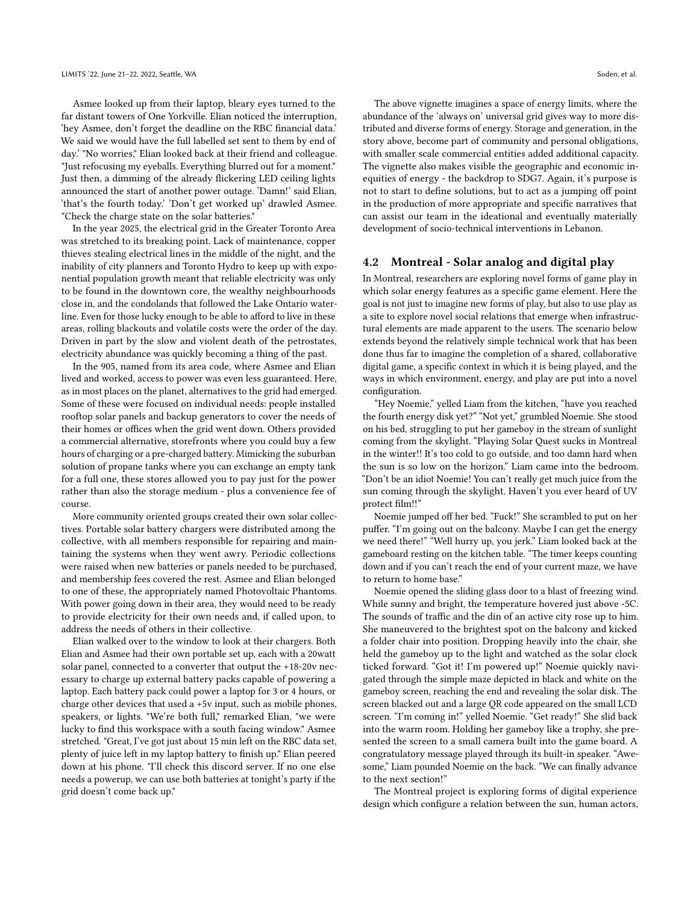Asmee looked up from their laptop, bleary eyes turned to the far distant towers of One Yorkville. Elian noticed the interruption, 'hey Asmee, don't forget the deadline on the RBC financial data.' We said we would have the full labelled set sent to them by end of day.' "No worries," Elian looked back at their friend and colleague. "Just refocusing my eyeballs. Everything blurred out for a moment." Just then, a dimming of the already flickering LED ceiling lights announced the start of another power outage. 'Damn!' said Elian, 'that's the fourth today.' 'Don't get worked up' drawled Asmee. "Check the charge state on the solar batteries."

In the year 2025, the electrical grid in the Greater Toronto Area was stretched to its breaking point. Lack of maintenance, copper thieves stealing electrical lines in the middle of the night, and the inability of city planners and Toronto Hydro to keep up with exponential population growth meant that reliable electricity was only to be found in the downtown core, the wealthy neighbourhoods close in, and the condolands that followed the Lake Ontario waterline. Even for those lucky enough to be able to afford to live in these areas, rolling blackouts and volatile costs were the order of the day. Driven in part by the slow and violent death of the petrostates, electricity abundance was quickly becoming a thing of the past.

In the 905, named from its area code, where Asmee and Elian lived and worked, access to power was even less guaranteed. Here, as in most places on the planet, alternatives to the grid had emerged. Some of these were focused on individual needs: people installed rooftop solar panels and backup generators to cover the needs of their homes or offices when the grid went down. Others provided a commercial alternative, storefronts where you could buy a few hours of charging or a pre-charged battery. Mimicking the suburban solution of propane tanks where you can exchange an empty tank for a full one, these stores allowed you to pay just for the power rather than also the storage medium - plus a convenience fee of course.

More community oriented groups created their own solar collectives. Portable solar battery chargers were distributed among the collective, with all members responsible for repairing and maintaining the systems when they went awry. Periodic collections were raised when new batteries or panels needed to be purchased, and membership fees covered the rest. Asmee and Elian belonged to one of these, the appropriately named Photovoltaic Phantoms. With power going down in their area, they would need to be ready to provide electricity for their own needs and, if called upon, to address the needs of others in their collective.

Elian walked over to the window to look at their chargers. Both Elian and Asmee had their own portable set up, each with a 20watt solar panel, connected to a converter that output the +18-20v necessary to charge up external battery packs capable of powering a laptop. Each battery pack could power a laptop for 3 or 4 hours, or charge other devices that used a +5v input, such as mobile phones, speakers, or lights. "We're both full," remarked Elian, "we were lucky to find this workspace with a south facing window." Asmee stretched. "Great, I've got just about 15 min left on the RBC data set, plenty of juice left in my laptop battery to finish up." Elian peered down at his phone. "I'll check this discord server. If no one else needs a powerup, we can use both batteries at tonight's party if the grid doesn't come back up."

The above vignette imagines a space of energy limits, where the abundance of the 'always on' universal grid gives way to more distributed and diverse forms of energy. Storage and generation, in the story above, become part of community and personal obligations, with smaller scale commercial entities added additional capacity. The vignette also makes visible the geographic and economic inequities of energy - the backdrop to SDG7. Again, it's purpose is not to start to define solutions, but to act as a jumping off point in the production of more appropriate and specific narratives that can assist our team in the ideational and eventually materially development of socio-technical interventions in Lebanon.

### 4.2 Montreal - Solar analog and digital play

In Montreal, researchers are exploring novel forms of game play in which solar energy features as a specific game element. Here the goal is not just to imagine new forms of play, but also to use play as a site to explore novel social relations that emerge when infrastructural elements are made apparent to the users. The scenario below extends beyond the relatively simple technical work that has been done thus far to imagine the completion of a shared, collaborative digital game, a specific context in which it is being played, and the ways in which environment, energy, and play are put into a novel configuration.

"Hey Noemie," yelled Liam from the kitchen, "have you reached the fourth energy disk yet?" "Not yet," grumbled Noemie. She stood on his bed, struggling to put her gameboy in the stream of sunlight coming from the skylight. "Playing Solar Quest sucks in Montreal in the winter!! It's too cold to go outside, and too damn hard when the sun is so low on the horizon." Liam came into the bedroom. "Don't be an idiot Noemie! You can't really get much juice from the sun coming through the skylight. Haven't you ever heard of UV protect film!!"

Noemie jumped off her bed. "Fuck!" She scrambled to put on her puffer. "I'm going out on the balcony. Maybe I can get the energy we need there!" "Well hurry up, you jerk." Liam looked back at the gameboard resting on the kitchen table. "The timer keeps counting down and if you can't reach the end of your current maze, we have to return to home base."

Noemie opened the sliding glass door to a blast of freezing wind. While sunny and bright, the temperature hovered just above -5C. The sounds of traffic and the din of an active city rose up to him. She maneuvered to the brightest spot on the balcony and kicked a folder chair into position. Dropping heavily into the chair, she held the gameboy up to the light and watched as the solar clock ticked forward. "Got it! I'm powered up!" Noemie quickly navigated through the simple maze depicted in black and white on the gameboy screen, reaching the end and revealing the solar disk. The screen blacked out and a large QR code appeared on the small LCD screen. "I'm coming in!" yelled Noemie. "Get ready!" She slid back into the warm room. Holding her gameboy like a trophy, she presented the screen to a small camera built into the game board. A congratulatory message played through its built-in speaker. "Awesome," Liam pounded Noemie on the back. "We can finally advance to the next section!"

The Montreal project is exploring forms of digital experience design which configure a relation between the sun, human actors,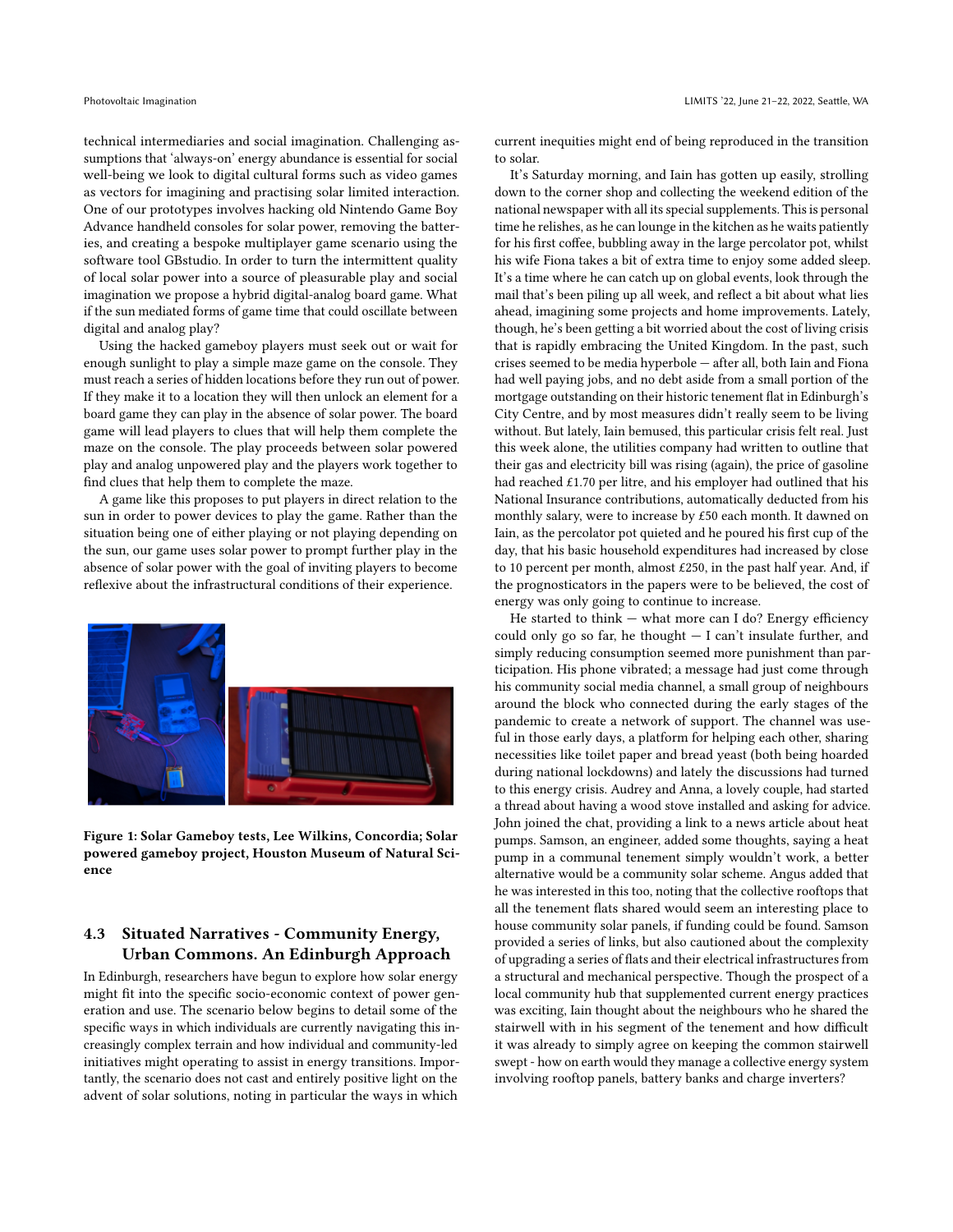technical intermediaries and social imagination. Challenging assumptions that 'always-on' energy abundance is essential for social well-being we look to digital cultural forms such as video games as vectors for imagining and practising solar limited interaction. One of our prototypes involves hacking old Nintendo Game Boy Advance handheld consoles for solar power, removing the batteries, and creating a bespoke multiplayer game scenario using the software tool GBstudio. In order to turn the intermittent quality of local solar power into a source of pleasurable play and social imagination we propose a hybrid digital-analog board game. What if the sun mediated forms of game time that could oscillate between digital and analog play?

Using the hacked gameboy players must seek out or wait for enough sunlight to play a simple maze game on the console. They must reach a series of hidden locations before they run out of power. If they make it to a location they will then unlock an element for a board game they can play in the absence of solar power. The board game will lead players to clues that will help them complete the maze on the console. The play proceeds between solar powered play and analog unpowered play and the players work together to find clues that help them to complete the maze.

A game like this proposes to put players in direct relation to the sun in order to power devices to play the game. Rather than the situation being one of either playing or not playing depending on the sun, our game uses solar power to prompt further play in the absence of solar power with the goal of inviting players to become reflexive about the infrastructural conditions of their experience.

**Figure 1: Solar Gameboy tests, Lee Wilkins, Concordia; Solar powered gameboy project, Houston Museum of Natural Science**

### 4.3 Situated Narratives - Community Energy, Urban Commons. An Edinburgh Approach

In Edinburgh, researchers have begun to explore how solar energy might fit into the specific socio-economic context of power generation and use. The scenario below begins to detail some of the specific ways in which individuals are currently navigating this increasingly complex terrain and how individual and community-led initiatives might operating to assist in energy transitions. Importantly, the scenario does not cast and entirely positive light on the advent of solar solutions, noting in particular the ways in which current inequities might end of being reproduced in the transition to solar.

It's Saturday morning, and Iain has gotten up easily, strolling down to the corner shop and collecting the weekend edition of the national newspaper with all its special supplements. This is personal time he relishes, as he can lounge in the kitchen as he waits patiently for his first coffee, bubbling away in the large percolator pot, whilst his wife Fiona takes a bit of extra time to enjoy some added sleep. It's a time where he can catch up on global events, look through the mail that's been piling up all week, and reflect a bit about what lies ahead, imagining some projects and home improvements. Lately, though, he's been getting a bit worried about the cost of living crisis that is rapidly embracing the United Kingdom. In the past, such crises seemed to be media hyperbole — after all, both Iain and Fiona had well paying jobs, and no debt aside from a small portion of the mortgage outstanding on their historic tenement flat in Edinburgh's City Centre, and by most measures didn't really seem to be living without. But lately, Iain bemused, this particular crisis felt real. Just this week alone, the utilities company had written to outline that their gas and electricity bill was rising (again), the price of gasoline had reached £1.70 per litre, and his employer had outlined that his National Insurance contributions, automatically deducted from his monthly salary, were to increase by £50 each month. It dawned on Iain, as the percolator pot quieted and he poured his first cup of the day, that his basic household expenditures had increased by close to 10 percent per month, almost £250, in the past half year. And, if the prognosticators in the papers were to be believed, the cost of energy was only going to continue to increase.

He started to think — what more can I do? Energy efficiency could only go so far, he thought — I can't insulate further, and simply reducing consumption seemed more punishment than participation. His phone vibrated; a message had just come through his community social media channel, a small group of neighbours around the block who connected during the early stages of the pandemic to create a network of support. The channel was useful in those early days, a platform for helping each other, sharing necessities like toilet paper and bread yeast (both being hoarded during national lockdowns) and lately the discussions had turned to this energy crisis. Audrey and Anna, a lovely couple, had started a thread about having a wood stove installed and asking for advice. John joined the chat, providing a link to a news article about heat pumps. Samson, an engineer, added some thoughts, saying a heat pump in a communal tenement simply wouldn't work, a better alternative would be a community solar scheme. Angus added that he was interested in this too, noting that the collective rooftops that all the tenement flats shared would seem an interesting place to house community solar panels, if funding could be found. Samson provided a series of links, but also cautioned about the complexity of upgrading a series of flats and their electrical infrastructures from a structural and mechanical perspective. Though the prospect of a local community hub that supplemented current energy practices was exciting, Iain thought about the neighbours who he shared the stairwell with in his segment of the tenement and how difficult it was already to simply agree on keeping the common stairwell swept - how on earth would they manage a collective energy system involving rooftop panels, battery banks and charge inverters?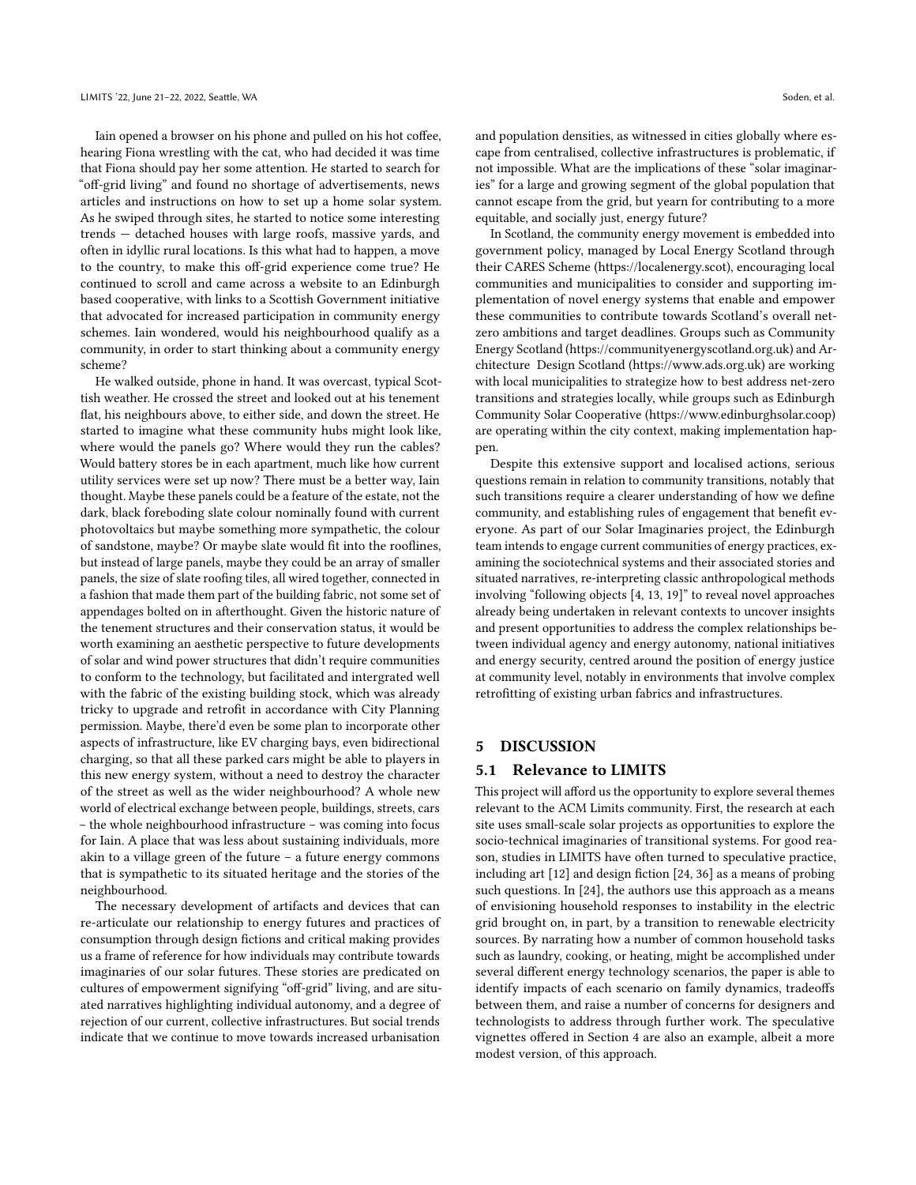Iain opened a browser on his phone and pulled on his hot coffee, hearing Fiona wrestling with the cat, who had decided it was time that Fiona should pay her some attention. He started to search for "off-grid living" and found no shortage of advertisements, news articles and instructions on how to set up a home solar system. As he swiped through sites, he started to notice some interesting trends — detached houses with large roofs, massive yards, and often in idyllic rural locations. Is this what had to happen, a move to the country, to make this off-grid experience come true? He continued to scroll and came across a website to an Edinburgh based cooperative, with links to a Scottish Government initiative that advocated for increased participation in community energy schemes. Iain wondered, would his neighbourhood qualify as a community, in order to start thinking about a community energy scheme?

He walked outside, phone in hand. It was overcast, typical Scottish weather. He crossed the street and looked out at his tenement flat, his neighbours above, to either side, and down the street. He started to imagine what these community hubs might look like, where would the panels go? Where would they run the cables? Would battery stores be in each apartment, much like how current utility services were set up now? There must be a better way, Iain thought. Maybe these panels could be a feature of the estate, not the dark, black foreboding slate colour nominally found with current photovoltaics but maybe something more sympathetic, the colour of sandstone, maybe? Or maybe slate would fit into the rooflines, but instead of large panels, maybe they could be an array of smaller panels, the size of slate roofing tiles, all wired together, connected in a fashion that made them part of the building fabric, not some set of appendages bolted on in afterthought. Given the historic nature of the tenement structures and their conservation status, it would be worth examining an aesthetic perspective to future developments of solar and wind power structures that didn't require communities to conform to the technology, but facilitated and intergrated well with the fabric of the existing building stock, which was already tricky to upgrade and retrofit in accordance with City Planning permission. Maybe, there'd even be some plan to incorporate other aspects of infrastructure, like EV charging bays, even bidirectional charging, so that all these parked cars might be able to players in this new energy system, without a need to destroy the character of the street as well as the wider neighbourhood? A whole new world of electrical exchange between people, buildings, streets, cars – the whole neighbourhood infrastructure – was coming into focus for Iain. A place that was less about sustaining individuals, more akin to a village green of the future – a future energy commons that is sympathetic to its situated heritage and the stories of the neighbourhood.

The necessary development of artifacts and devices that can re-articulate our relationship to energy futures and practices of consumption through design fictions and critical making provides us a frame of reference for how individuals may contribute towards imaginaries of our solar futures. These stories are predicated on cultures of empowerment signifying "off-grid" living, and are situated narratives highlighting individual autonomy, and a degree of rejection of our current, collective infrastructures. But social trends indicate that we continue to move towards increased urbanisation and population densities, as witnessed in cities globally where escape from centralised, collective infrastructures is problematic, if not impossible. What are the implications of these "solar imaginaries" for a large and growing segment of the global population that cannot escape from the grid, but yearn for contributing to a more equitable, and socially just, energy future?

In Scotland, the community energy movement is embedded into government policy, managed by Local Energy Scotland through their CARES Scheme (https://localenergy.scot), encouraging local communities and municipalities to consider and supporting implementation of novel energy systems that enable and empower these communities to contribute towards Scotland's overall net-zero ambitions and target deadlines. Groups such as Community Energy Scotland (https://communityenergyscotland.org.uk) and Architecture Design Scotland (https://www.ads.org.uk) are working with local municipalities to strategize how to best address net-zero transitions and strategies locally, while groups such as Edinburgh Community Solar Cooperative (https://www.edinburghsolar.coop) are operating within the city context, making implementation happen.

Despite this extensive support and localised actions, serious questions remain in relation to community transitions, notably that such transitions require a clearer understanding of how we define community, and establishing rules of engagement that benefit everyone. As part of our Solar Imaginaries project, the Edinburgh team intends to engage current communities of energy practices, examining the sociotechnical systems and their associated stories and situated narratives, re-interpreting classic anthropological methods involving "following objects [4, 13, 19]" to reveal novel approaches already being undertaken in relevant contexts to uncover insights and present opportunities to address the complex relationships between individual agency and energy autonomy, national initiatives and energy security, centred around the position of energy justice at community level, notably in environments that involve complex retrofitting of existing urban fabrics and infrastructures.

## 5 DISCUSSION

### 5.1 Relevance to LIMITS

This project will afford us the opportunity to explore several themes relevant to the ACM Limits community. First, the research at each site uses small-scale solar projects as opportunities to explore the socio-technical imaginaries of transitional systems. For good reason, studies in LIMITS have often turned to speculative practice, including art [12] and design fiction [24, 36] as a means of probing such questions. In [24], the authors use this approach as a means of envisioning household responses to instability in the electric grid brought on, in part, by a transition to renewable electricity sources. By narrating how a number of common household tasks such as laundry, cooking, or heating, might be accomplished under several different energy technology scenarios, the paper is able to identify impacts of each scenario on family dynamics, tradeoffs between them, and raise a number of concerns for designers and technologists to address through further work. The speculative vignettes offered in Section 4 are also an example, albeit a more modest version, of this approach.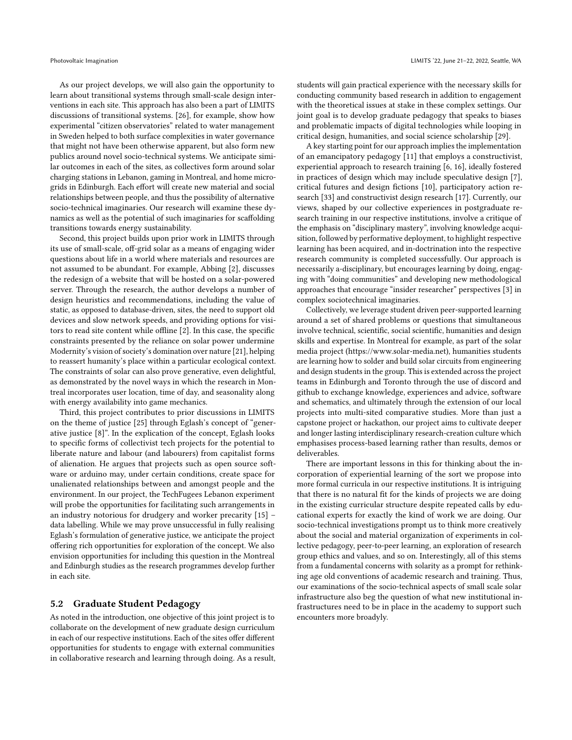As our project develops, we will also gain the opportunity to learn about transitional systems through small-scale design interventions in each site. This approach has also been a part of LIMITS discussions of transitional systems. [26], for example, show how experimental "citizen observatories" related to water management in Sweden helped to both surface complexities in water governance that might not have been otherwise apparent, but also form new publics around novel socio-technical systems. We anticipate similar outcomes in each of the sites, as collectives form around solar charging stations in Lebanon, gaming in Montreal, and home microgrids in Edinburgh. Each effort will create new material and social relationships between people, and thus the possibility of alternative socio-technical imaginaries. Our research will examine these dynamics as well as the potential of such imaginaries for scaffolding transitions towards energy sustainability.

Second, this project builds upon prior work in LIMITS through its use of small-scale, off-grid solar as a means of engaging wider questions about life in a world where materials and resources are not assumed to be abundant. For example, Abbing [2], discusses the redesign of a website that will be hosted on a solar-powered server. Through the research, the author develops a number of design heuristics and recommendations, including the value of static, as opposed to database-driven, sites, the need to support old devices and slow network speeds, and providing options for visitors to read site content while offline [2]. In this case, the specific constraints presented by the reliance on solar power undermine Modernity's vision of society's domination over nature [21], helping to reassert humanity's place within a particular ecological context. The constraints of solar can also prove generative, even delightful, as demonstrated by the novel ways in which the research in Montreal incorporates user location, time of day, and seasonality along with energy availability into game mechanics.

Third, this project contributes to prior discussions in LIMITS on the theme of justice [25] through Eglash's concept of "generative justice [8]". In the explication of the concept, Eglash looks to specific forms of collectivist tech projects for the potential to liberate nature and labour (and labourers) from capitalist forms of alienation. He argues that projects such as open source software or arduino may, under certain conditions, create space for unalienated relationships between and amongst people and the environment. In our project, the TechFugees Lebanon experiment will probe the opportunities for facilitating such arrangements in an industry notorious for drudgery and worker precarity [15] – data labelling. While we may prove unsuccessful in fully realising Eglash's formulation of generative justice, we anticipate the project offering rich opportunities for exploration of the concept. We also envision opportunities for including this question in the Montreal and Edinburgh studies as the research programmes develop further in each site.

## 5.2 Graduate Student Pedagogy

As noted in the introduction, one objective of this joint project is to collaborate on the development of new graduate design curriculum in each of our respective institutions. Each of the sites offer different opportunities for students to engage with external communities in collaborative research and learning through doing. As a result, students will gain practical experience with the necessary skills for conducting community based research in addition to engagement with the theoretical issues at stake in these complex settings. Our joint goal is to develop graduate pedagogy that speaks to biases and problematic impacts of digital technologies while looping in critical design, humanities, and social science scholarship [29].

A key starting point for our approach implies the implementation of an emancipatory pedagogy [11] that employs a constructivist, experiential approach to research training [6, 16], ideally fostered in practices of design which may include speculative design [7], critical futures and design fictions [10], participatory action research [33] and constructivist design research [17]. Currently, our views, shaped by our collective experiences in postgraduate research training in our respective institutions, involve a critique of the emphasis on "disciplinary mastery", involving knowledge acquisition, followed by performative deployment, to highlight respective learning has been acquired, and in-doctrination into the respective research community is completed successfully. Our approach is necessarily a-disciplinary, but encourages learning by doing, engaging with "doing communities" and developing new methodological approaches that encourage "insider researcher" perspectives [3] in complex sociotechnical imaginaries.

Collectively, we leverage student driven peer-supported learning around a set of shared problems or questions that simultaneous involve technical, scientific, social scientific, humanities and design skills and expertise. In Montreal for example, as part of the solar media project (https://www.solar-media.net), humanities students are learning how to solder and build solar circuits from engineering and design students in the group. This is extended across the project teams in Edinburgh and Toronto through the use of discord and github to exchange knowledge, experiences and advice, software and schematics, and ultimately through the extension of our local projects into multi-sited comparative studies. More than just a capstone project or hackathon, our project aims to cultivate deeper and longer lasting interdisciplinary research-creation culture which emphasises process-based learning rather than results, demos or deliverables.

There are important lessons in this for thinking about the incorporation of experiential learning of the sort we propose into more formal curricula in our respective institutions. It is intriguing that there is no natural fit for the kinds of projects we are doing in the existing curricular structure despite repeated calls by educational experts for exactly the kind of work we are doing. Our socio-technical investigations prompt us to think more creatively about the social and material organization of experiments in collective pedagogy, peer-to-peer learning, an exploration of research group ethics and values, and so on. Interestingly, all of this stems from a fundamental concerns with solarity as a prompt for rethinking age old conventions of academic research and training. Thus, our examinations of the socio-technical aspects of small scale solar infrastructure also beg the question of what new institutional infrastructures need to be in place in the academy to support such encounters more broadly.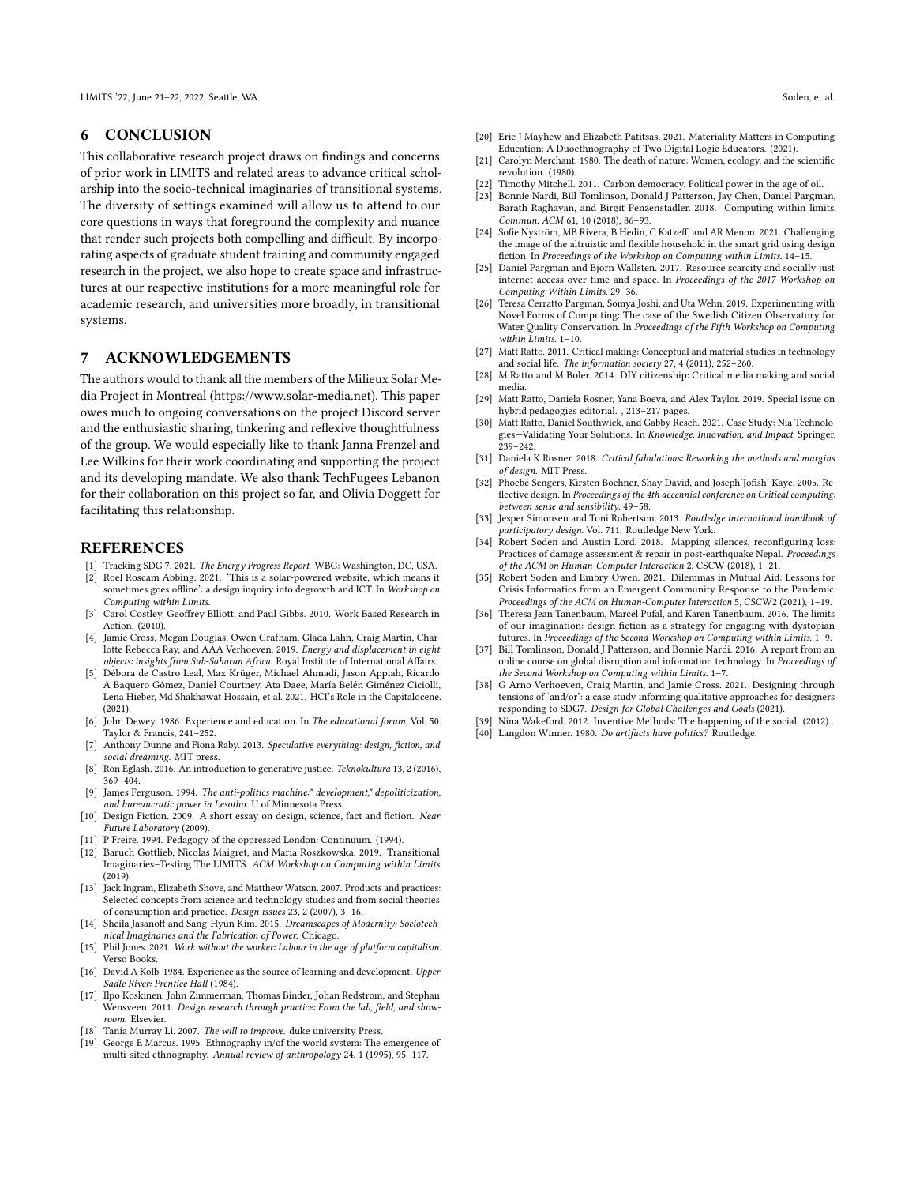## 6 CONCLUSION

This collaborative research project draws on findings and concerns of prior work in LIMITS and related areas to advance critical scholarship into the socio-technical imaginaries of transitional systems. The diversity of settings examined will allow us to attend to our core questions in ways that foreground the complexity and nuance that render such projects both compelling and difficult. By incorporating aspects of graduate student training and community engaged research in the project, we also hope to create space and infrastructures at our respective institutions for a more meaningful role for academic research, and universities more broadly, in transitional systems.

## 7 ACKNOWLEDGEMENTS

The authors would to thank all the members of the Milieux Solar Media Project in Montreal (https://www.solar-media.net). This paper owes much to ongoing conversations on the project Discord server and the enthusiastic sharing, tinkering and reflexive thoughtfulness of the group. We would especially like to thank Janna Frenzel and Lee Wilkins for their work coordinating and supporting the project and its developing mandate. We also thank TechFugees Lebanon for their collaboration on this project so far, and Olivia Doggett for facilitating this relationship.

## REFERENCES

[1] Tracking SDG 7. 2021. *The Energy Progress Report.* WBG: Washington, DC, USA.
[2] Roel Roscam Abbing. 2021. 'This is a solar-powered website, which means it sometimes goes offline': a design inquiry into degrowth and ICT. In *Workshop on Computing within Limits*.
[3] Carol Costley, Geoffrey Elliott, and Paul Gibbs. 2010. Work Based Research in Action. (2010).
[4] Jamie Cross, Megan Douglas, Owen Grafham, Glada Lahn, Craig Martin, Charlotte Rebecca Ray, and AAA Verhoeven. 2019. *Energy and displacement in eight objects: insights from Sub-Saharan Africa.* Royal Institute of International Affairs.
[5] Débora de Castro Leal, Max Krüger, Michael Ahmadi, Jason Appiah, Ricardo A Baquero Gómez, Daniel Courtney, Ata Daee, María Belén Giménez Ciciolli, Lena Hieber, Md Shakhawat Hossain, et al. 2021. HCI's Role in the Capitalocene. (2021).
[6] John Dewey. 1986. Experience and education. In *The educational forum*, Vol. 50. Taylor & Francis, 241–252.
[7] Anthony Dunne and Fiona Raby. 2013. *Speculative everything: design, fiction, and social dreaming.* MIT press.
[8] Ron Eglash. 2016. An introduction to generative justice. *Teknokultura* 13, 2 (2016), 369–404.
[9] James Ferguson. 1994. *The anti-politics machine:" development," depoliticization, and bureaucratic power in Lesotho.* U of Minnesota Press.
[10] Design Fiction. 2009. A short essay on design, science, fact and fiction. *Near Future Laboratory* (2009).
[11] P Freire. 1994. Pedagogy of the oppressed London: Continuum. (1994).
[12] Baruch Gottlieb, Nicolas Maigret, and Maria Roszkowska. 2019. Transitional Imaginaries–Testing The LIMITS. *ACM Workshop on Computing within Limits* (2019).
[13] Jack Ingram, Elizabeth Shove, and Matthew Watson. 2007. Products and practices: Selected concepts from science and technology studies and from social theories of consumption and practice. *Design issues* 23, 2 (2007), 3–16.
[14] Sheila Jasanoff and Sang-Hyun Kim. 2015. *Dreamscapes of Modernity: Sociotechnical Imaginaries and the Fabrication of Power.* Chicago.
[15] Phil Jones. 2021. *Work without the worker: Labour in the age of platform capitalism.* Verso Books.
[16] David A Kolb. 1984. Experience as the source of learning and development. *Upper Sadle River: Prentice Hall* (1984).
[17] Ilpo Koskinen, John Zimmerman, Thomas Binder, Johan Redstrom, and Stephan Wensveen. 2011. *Design research through practice: From the lab, field, and showroom.* Elsevier.
[18] Tania Murray Li. 2007. *The will to improve.* duke university Press.
[19] George E Marcus. 1995. Ethnography in/of the world system: The emergence of multi-sited ethnography. *Annual review of anthropology* 24, 1 (1995), 95–117.
[20] Eric J Mayhew and Elizabeth Patitsas. 2021. Materiality Matters in Computing Education: A Duoethnography of Two Digital Logic Educators. (2021).
[21] Carolyn Merchant. 1980. The death of nature: Women, ecology, and the scientific revolution. (1980).
[22] Timothy Mitchell. 2011. Carbon democracy. Political power in the age of oil.
[23] Bonnie Nardi, Bill Tomlinson, Donald J Patterson, Jay Chen, Daniel Pargman, Barath Raghavan, and Birgit Penzenstadler. 2018. Computing within limits. *Commun. ACM* 61, 10 (2018), 86–93.
[24] Sofie Nyström, MB Rivera, B Hedin, C Katzeff, and AR Menon. 2021. Challenging the image of the altruistic and flexible household in the smart grid using design fiction. In *Proceedings of the Workshop on Computing within Limits.* 14–15.
[25] Daniel Pargman and Björn Wallsten. 2017. Resource scarcity and socially just internet access over time and space. In *Proceedings of the 2017 Workshop on Computing Within Limits.* 29–36.
[26] Teresa Cerratto Pargman, Somya Joshi, and Uta Wehn. 2019. Experimenting with Novel Forms of Computing: The case of the Swedish Citizen Observatory for Water Quality Conservation. In *Proceedings of the Fifth Workshop on Computing within Limits.* 1–10.
[27] Matt Ratto. 2011. Critical making: Conceptual and material studies in technology and social life. *The information society* 27, 4 (2011), 252–260.
[28] M Ratto and M Boler. 2014. DIY citizenship: Critical media making and social media.
[29] Matt Ratto, Daniela Rosner, Yana Boeva, and Alex Taylor. 2019. Special issue on hybrid pedagogies editorial. , 213–217 pages.
[30] Matt Ratto, Daniel Southwick, and Gabby Resch. 2021. Case Study: Nia Technologies—Validating Your Solutions. In *Knowledge, Innovation, and Impact.* Springer, 239–242.
[31] Daniela K Rosner. 2018. *Critical fabulations: Reworking the methods and margins of design.* MIT Press.
[32] Phoebe Sengers, Kirsten Boehner, Shay David, and Joseph'Jofish' Kaye. 2005. Reflective design. In *Proceedings of the 4th decennial conference on Critical computing: between sense and sensibility.* 49–58.
[33] Jesper Simonsen and Toni Robertson. 2013. *Routledge international handbook of participatory design.* Vol. 711. Routledge New York.
[34] Robert Soden and Austin Lord. 2018. Mapping silences, reconfiguring loss: Practices of damage assessment & repair in post-earthquake Nepal. *Proceedings of the ACM on Human-Computer Interaction* 2, CSCW (2018), 1–21.
[35] Robert Soden and Embry Owen. 2021. Dilemmas in Mutual Aid: Lessons for Crisis Informatics from an Emergent Community Response to the Pandemic. *Proceedings of the ACM on Human-Computer Interaction* 5, CSCW2 (2021), 1–19.
[36] Theresa Jean Tanenbaum, Marcel Pufal, and Karen Tanenbaum. 2016. The limits of our imagination: design fiction as a strategy for engaging with dystopian futures. In *Proceedings of the Second Workshop on Computing within Limits.* 1–9.
[37] Bill Tomlinson, Donald J Patterson, and Bonnie Nardi. 2016. A report from an online course on global disruption and information technology. In *Proceedings of the Second Workshop on Computing within Limits.* 1–7.
[38] G Arno Verhoeven, Craig Martin, and Jamie Cross. 2021. Designing through tensions of 'and/or': a case study informing qualitative approaches for designers responding to SDG7. *Design for Global Challenges and Goals* (2021).
[39] Nina Wakeford. 2012. Inventive Methods: The happening of the social. (2012).
[40] Langdon Winner. 1980. *Do artifacts have politics?* Routledge.